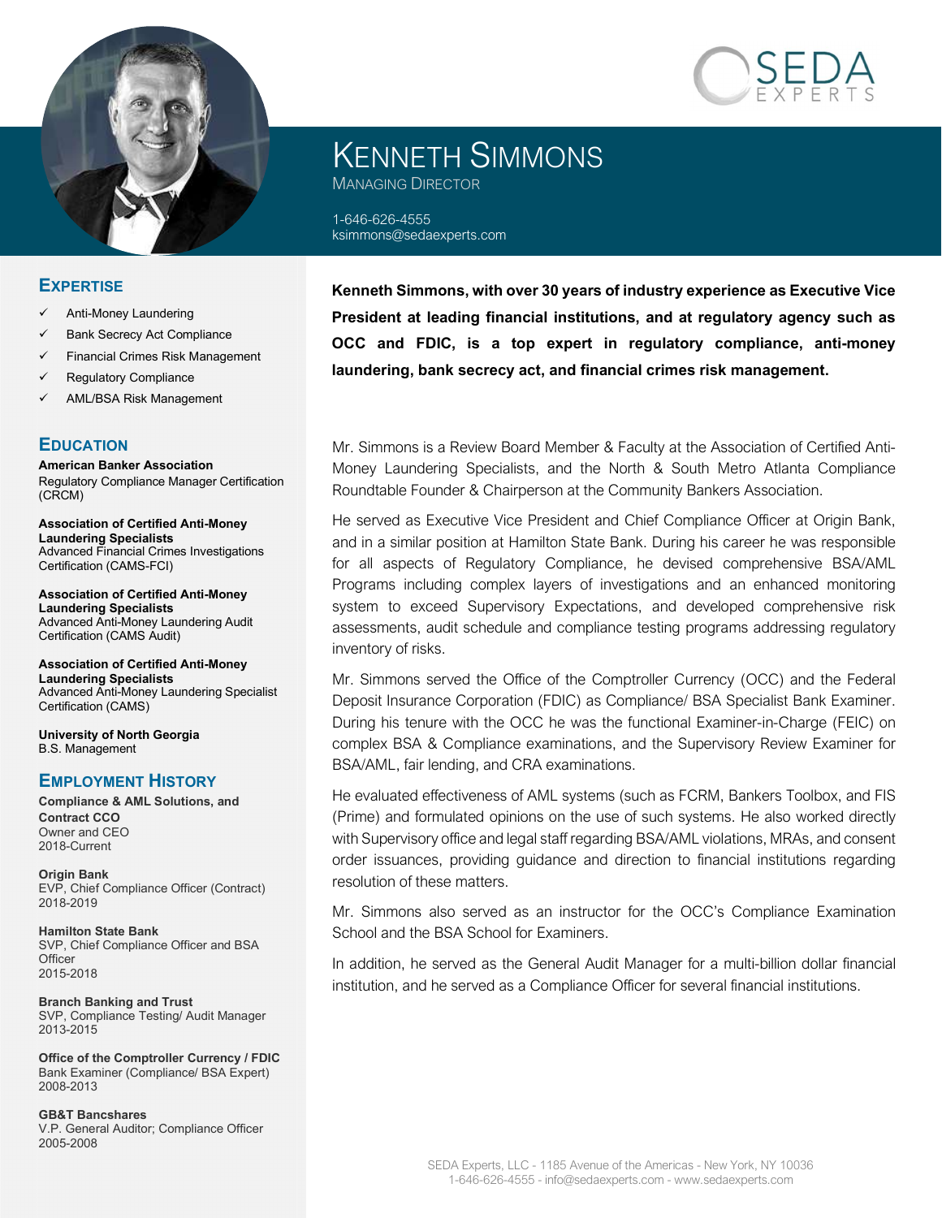# Kenneth Simmons

Managing Director

1-646-626-4555
ksimmons@sedaexperts.com

**Kenneth Simmons, with over 30 years of industry experience as Executive Vice President at leading financial institutions, and at regulatory agency such as OCC and FDIC, is a top expert in regulatory compliance, anti-money laundering, bank secrecy act, and financial crimes risk management.**

Mr. Simmons is a Review Board Member & Faculty at the Association of Certified Anti-Money Laundering Specialists, and the North & South Metro Atlanta Compliance Roundtable Founder & Chairperson at the Community Bankers Association.

He served as Executive Vice President and Chief Compliance Officer at Origin Bank, and in a similar position at Hamilton State Bank. During his career he was responsible for all aspects of Regulatory Compliance, he devised comprehensive BSA/AML Programs including complex layers of investigations and an enhanced monitoring system to exceed Supervisory Expectations, and developed comprehensive risk assessments, audit schedule and compliance testing programs addressing regulatory inventory of risks.

Mr. Simmons served the Office of the Comptroller Currency (OCC) and the Federal Deposit Insurance Corporation (FDIC) as Compliance/ BSA Specialist Bank Examiner. During his tenure with the OCC he was the functional Examiner-in-Charge (FEIC) on complex BSA & Compliance examinations, and the Supervisory Review Examiner for BSA/AML, fair lending, and CRA examinations.

He evaluated effectiveness of AML systems (such as FCRM, Bankers Toolbox, and FIS (Prime) and formulated opinions on the use of such systems. He also worked directly with Supervisory office and legal staff regarding BSA/AML violations, MRAs, and consent order issuances, providing guidance and direction to financial institutions regarding resolution of these matters.

Mr. Simmons also served as an instructor for the OCC's Compliance Examination School and the BSA School for Examiners.

In addition, he served as the General Audit Manager for a multi-billion dollar financial institution, and he served as a Compliance Officer for several financial institutions.

## Expertise

- ✓ Anti-Money Laundering
- ✓ Bank Secrecy Act Compliance
- ✓ Financial Crimes Risk Management
- ✓ Regulatory Compliance
- ✓ AML/BSA Risk Management

## Education

**American Banker Association**
Regulatory Compliance Manager Certification (CRCM)

**Association of Certified Anti-Money Laundering Specialists**
Advanced Financial Crimes Investigations Certification (CAMS-FCI)

**Association of Certified Anti-Money Laundering Specialists**
Advanced Anti-Money Laundering Audit Certification (CAMS Audit)

**Association of Certified Anti-Money Laundering Specialists**
Advanced Anti-Money Laundering Specialist Certification (CAMS)

**University of North Georgia**
B.S. Management

## Employment History

**Compliance & AML Solutions, and Contract CCO**
Owner and CEO
2018-Current

**Origin Bank**
EVP, Chief Compliance Officer (Contract)
2018-2019

**Hamilton State Bank**
SVP, Chief Compliance Officer and BSA Officer
2015-2018

**Branch Banking and Trust**
SVP, Compliance Testing/ Audit Manager
2013-2015

**Office of the Comptroller Currency / FDIC**
Bank Examiner (Compliance/ BSA Expert)
2008-2013

**GB&T Bancshares**
V.P. General Auditor; Compliance Officer
2005-2008

SEDA Experts, LLC - 1185 Avenue of the Americas - New York, NY 10036
1-646-626-4555 - info@sedaexperts.com - www.sedaexperts.com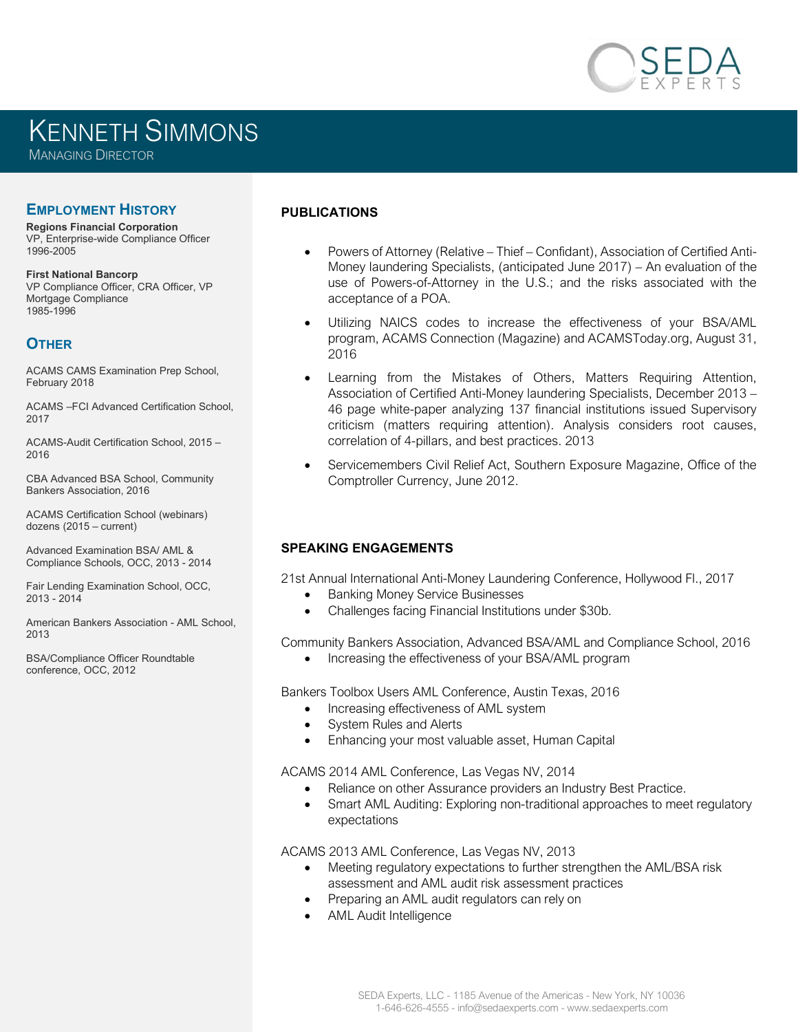# KENNETH SIMMONS

MANAGING DIRECTOR

## EMPLOYMENT HISTORY

**Regions Financial Corporation**
VP, Enterprise-wide Compliance Officer
1996-2005

**First National Bancorp**
VP Compliance Officer, CRA Officer, VP Mortgage Compliance
1985-1996

## OTHER

ACAMS CAMS Examination Prep School, February 2018

ACAMS –FCI Advanced Certification School, 2017

ACAMS-Audit Certification School, 2015 – 2016

CBA Advanced BSA School, Community Bankers Association, 2016

ACAMS Certification School (webinars) dozens (2015 – current)

Advanced Examination BSA/ AML & Compliance Schools, OCC, 2013 - 2014

Fair Lending Examination School, OCC, 2013 - 2014

American Bankers Association - AML School, 2013

BSA/Compliance Officer Roundtable conference, OCC, 2012

## PUBLICATIONS

- Powers of Attorney (Relative – Thief – Confidant), Association of Certified Anti-Money laundering Specialists, (anticipated June 2017) – An evaluation of the use of Powers-of-Attorney in the U.S.; and the risks associated with the acceptance of a POA.
- Utilizing NAICS codes to increase the effectiveness of your BSA/AML program, ACAMS Connection (Magazine) and ACAMSToday.org, August 31, 2016
- Learning from the Mistakes of Others, Matters Requiring Attention, Association of Certified Anti-Money laundering Specialists, December 2013 – 46 page white-paper analyzing 137 financial institutions issued Supervisory criticism (matters requiring attention). Analysis considers root causes, correlation of 4-pillars, and best practices. 2013
- Servicemembers Civil Relief Act, Southern Exposure Magazine, Office of the Comptroller Currency, June 2012.

## SPEAKING ENGAGEMENTS

21st Annual International Anti-Money Laundering Conference, Hollywood Fl., 2017

- Banking Money Service Businesses
- Challenges facing Financial Institutions under $30b.

Community Bankers Association, Advanced BSA/AML and Compliance School, 2016

- Increasing the effectiveness of your BSA/AML program

Bankers Toolbox Users AML Conference, Austin Texas, 2016

- Increasing effectiveness of AML system
- System Rules and Alerts
- Enhancing your most valuable asset, Human Capital

ACAMS 2014 AML Conference, Las Vegas NV, 2014

- Reliance on other Assurance providers an Industry Best Practice.
- Smart AML Auditing: Exploring non-traditional approaches to meet regulatory expectations

ACAMS 2013 AML Conference, Las Vegas NV, 2013

- Meeting regulatory expectations to further strengthen the AML/BSA risk assessment and AML audit risk assessment practices
- Preparing an AML audit regulators can rely on
- AML Audit Intelligence